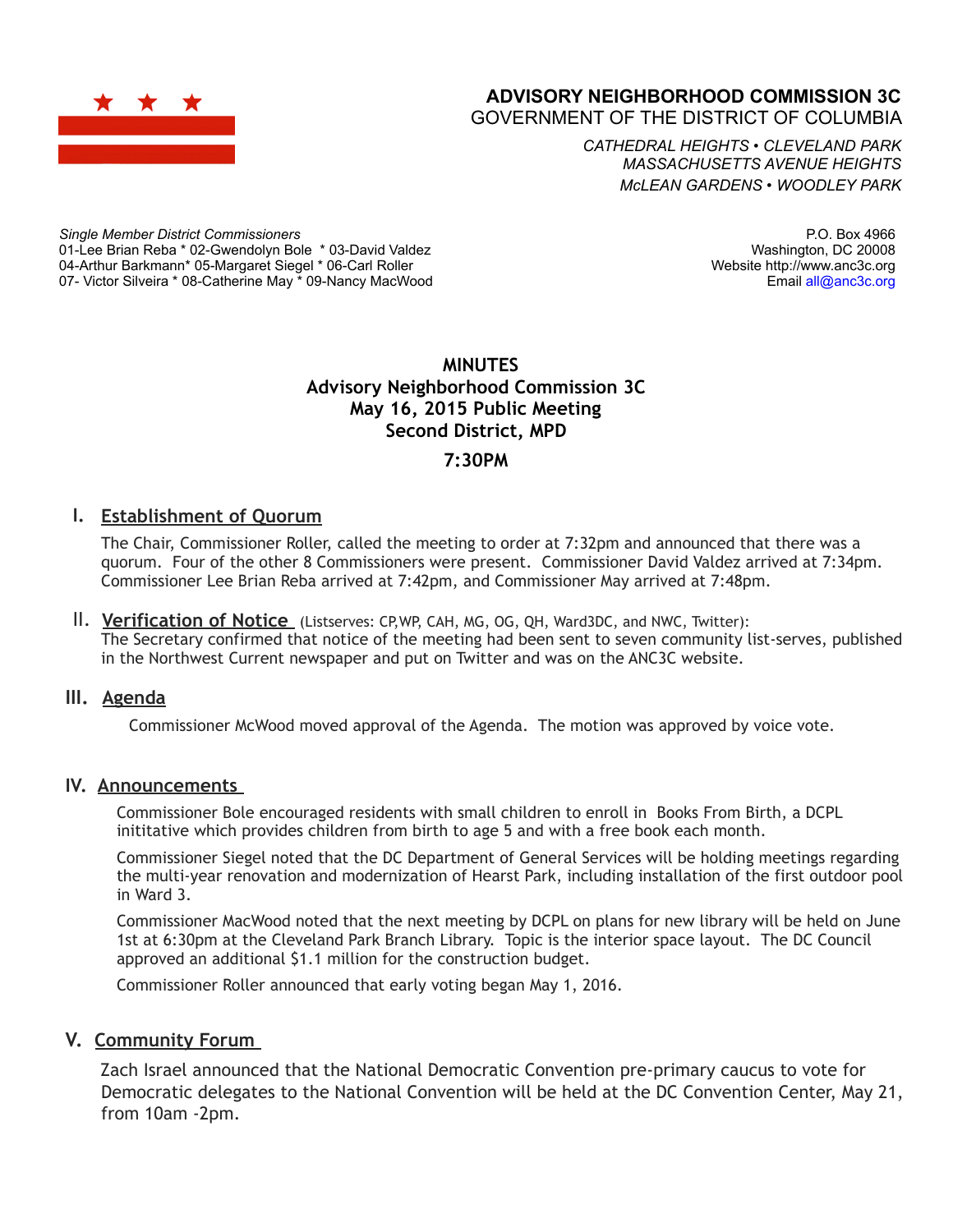## ADVISORY NEIGHBORHOOD COMMISSION 3C
GOVERNMENT OF THE DISTRICT OF COLUMBIA

*CATHEDRAL HEIGHTS • CLEVELAND PARK*
*MASSACHUSETTS AVENUE HEIGHTS*
*McLEAN GARDENS • WOODLEY PARK*

*Single Member District Commissioners*
01-Lee Brian Reba * 02-Gwendolyn Bole * 03-David Valdez
04-Arthur Barkmann* 05-Margaret Siegel * 06-Carl Roller
07- Victor Silveira * 08-Catherine May * 09-Nancy MacWood

P.O. Box 4966
Washington, DC 20008
Website http://www.anc3c.org
Email all@anc3c.org

# MINUTES
## Advisory Neighborhood Commission 3C
## May 16, 2015 Public Meeting
## Second District, MPD
## 7:30PM

### I. Establishment of Quorum

The Chair, Commissioner Roller, called the meeting to order at 7:32pm and announced that there was a quorum. Four of the other 8 Commissioners were present. Commissioner David Valdez arrived at 7:34pm. Commissioner Lee Brian Reba arrived at 7:42pm, and Commissioner May arrived at 7:48pm.

### II. Verification of Notice (Listserves: CP,WP, CAH, MG, OG, QH, Ward3DC, and NWC, Twitter):

The Secretary confirmed that notice of the meeting had been sent to seven community list-serves, published in the Northwest Current newspaper and put on Twitter and was on the ANC3C website.

### III. Agenda

Commissioner McWood moved approval of the Agenda. The motion was approved by voice vote.

### IV. Announcements

Commissioner Bole encouraged residents with small children to enroll in Books From Birth, a DCPL inititative which provides children from birth to age 5 and with a free book each month.

Commissioner Siegel noted that the DC Department of General Services will be holding meetings regarding the multi-year renovation and modernization of Hearst Park, including installation of the first outdoor pool in Ward 3.

Commissioner MacWood noted that the next meeting by DCPL on plans for new library will be held on June 1st at 6:30pm at the Cleveland Park Branch Library. Topic is the interior space layout. The DC Council approved an additional $1.1 million for the construction budget.

Commissioner Roller announced that early voting began May 1, 2016.

### V. Community Forum

Zach Israel announced that the National Democratic Convention pre-primary caucus to vote for Democratic delegates to the National Convention will be held at the DC Convention Center, May 21, from 10am -2pm.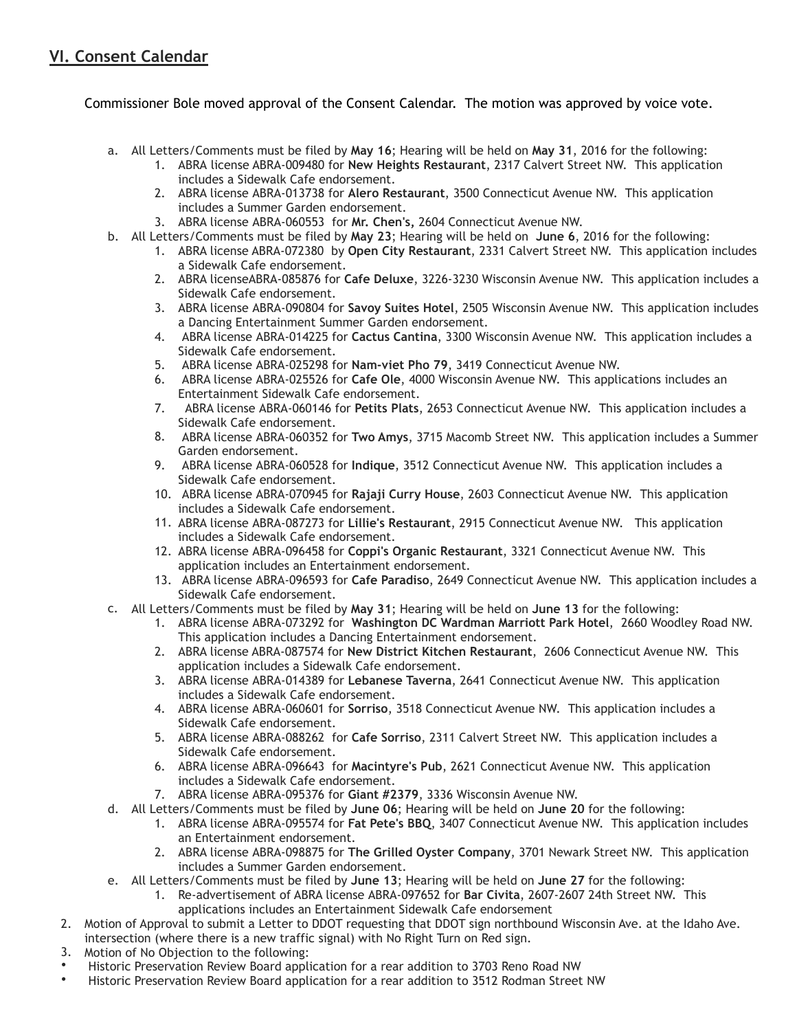## VI. Consent Calendar

Commissioner Bole moved approval of the Consent Calendar. The motion was approved by voice vote.

a. All Letters/Comments must be filed by **May 16**; Hearing will be held on **May 31**, 2016 for the following:
   1. ABRA license ABRA-009480 for **New Heights Restaurant**, 2317 Calvert Street NW. This application includes a Sidewalk Cafe endorsement.
   2. ABRA license ABRA-013738 for **Alero Restaurant**, 3500 Connecticut Avenue NW. This application includes a Summer Garden endorsement.
   3. ABRA license ABRA-060553 for **Mr. Chen's,** 2604 Connecticut Avenue NW.

b. All Letters/Comments must be filed by **May 23**; Hearing will be held on **June 6**, 2016 for the following:
   1. ABRA license ABRA-072380 by **Open City Restaurant**, 2331 Calvert Street NW. This application includes a Sidewalk Cafe endorsement.
   2. ABRA licenseABRA-085876 for **Cafe Deluxe**, 3226-3230 Wisconsin Avenue NW. This application includes a Sidewalk Cafe endorsement.
   3. ABRA license ABRA-090804 for **Savoy Suites Hotel**, 2505 Wisconsin Avenue NW. This application includes a Dancing Entertainment Summer Garden endorsement.
   4. ABRA license ABRA-014225 for **Cactus Cantina**, 3300 Wisconsin Avenue NW. This application includes a Sidewalk Cafe endorsement.
   5. ABRA license ABRA-025298 for **Nam-viet Pho 79**, 3419 Connecticut Avenue NW.
   6. ABRA license ABRA-025526 for **Cafe Ole**, 4000 Wisconsin Avenue NW. This applications includes an Entertainment Sidewalk Cafe endorsement.
   7. ABRA license ABRA-060146 for **Petits Plats**, 2653 Connecticut Avenue NW. This application includes a Sidewalk Cafe endorsement.
   8. ABRA license ABRA-060352 for **Two Amys**, 3715 Macomb Street NW. This application includes a Summer Garden endorsement.
   9. ABRA license ABRA-060528 for **Indique**, 3512 Connecticut Avenue NW. This application includes a Sidewalk Cafe endorsement.
   10. ABRA license ABRA-070945 for **Rajaji Curry House**, 2603 Connecticut Avenue NW. This application includes a Sidewalk Cafe endorsement.
   11. ABRA license ABRA-087273 for **Lillie's Restaurant**, 2915 Connecticut Avenue NW. This application includes a Sidewalk Cafe endorsement.
   12. ABRA license ABRA-096458 for **Coppi's Organic Restaurant**, 3321 Connecticut Avenue NW. This application includes an Entertainment endorsement.
   13. ABRA license ABRA-096593 for **Cafe Paradiso**, 2649 Connecticut Avenue NW. This application includes a Sidewalk Cafe endorsement.

c. All Letters/Comments must be filed by **May 31**; Hearing will be held on **June 13** for the following:
   1. ABRA license ABRA-073292 for **Washington DC Wardman Marriott Park Hotel**, 2660 Woodley Road NW. This application includes a Dancing Entertainment endorsement.
   2. ABRA license ABRA-087574 for **New District Kitchen Restaurant**, 2606 Connecticut Avenue NW. This application includes a Sidewalk Cafe endorsement.
   3. ABRA license ABRA-014389 for **Lebanese Taverna**, 2641 Connecticut Avenue NW. This application includes a Sidewalk Cafe endorsement.
   4. ABRA license ABRA-060601 for **Sorriso**, 3518 Connecticut Avenue NW. This application includes a Sidewalk Cafe endorsement.
   5. ABRA license ABRA-088262 for **Cafe Sorriso**, 2311 Calvert Street NW. This application includes a Sidewalk Cafe endorsement.
   6. ABRA license ABRA-096643 for **Macintyre's Pub**, 2621 Connecticut Avenue NW. This application includes a Sidewalk Cafe endorsement.
   7. ABRA license ABRA-095376 for **Giant #2379**, 3336 Wisconsin Avenue NW.

d. All Letters/Comments must be filed by **June 06**; Hearing will be held on **June 20** for the following:
   1. ABRA license ABRA-095574 for **Fat Pete's BBQ**, 3407 Connecticut Avenue NW. This application includes an Entertainment endorsement.
   2. ABRA license ABRA-098875 for **The Grilled Oyster Company**, 3701 Newark Street NW. This application includes a Summer Garden endorsement.

e. All Letters/Comments must be filed by **June 13**; Hearing will be held on **June 27** for the following:
   1. Re-advertisement of ABRA license ABRA-097652 for **Bar Civita**, 2607-2607 24th Street NW. This applications includes an Entertainment Sidewalk Cafe endorsement

2. Motion of Approval to submit a Letter to DDOT requesting that DDOT sign northbound Wisconsin Ave. at the Idaho Ave. intersection (where there is a new traffic signal) with No Right Turn on Red sign.
3. Motion of No Objection to the following:

- Historic Preservation Review Board application for a rear addition to 3703 Reno Road NW
- Historic Preservation Review Board application for a rear addition to 3512 Rodman Street NW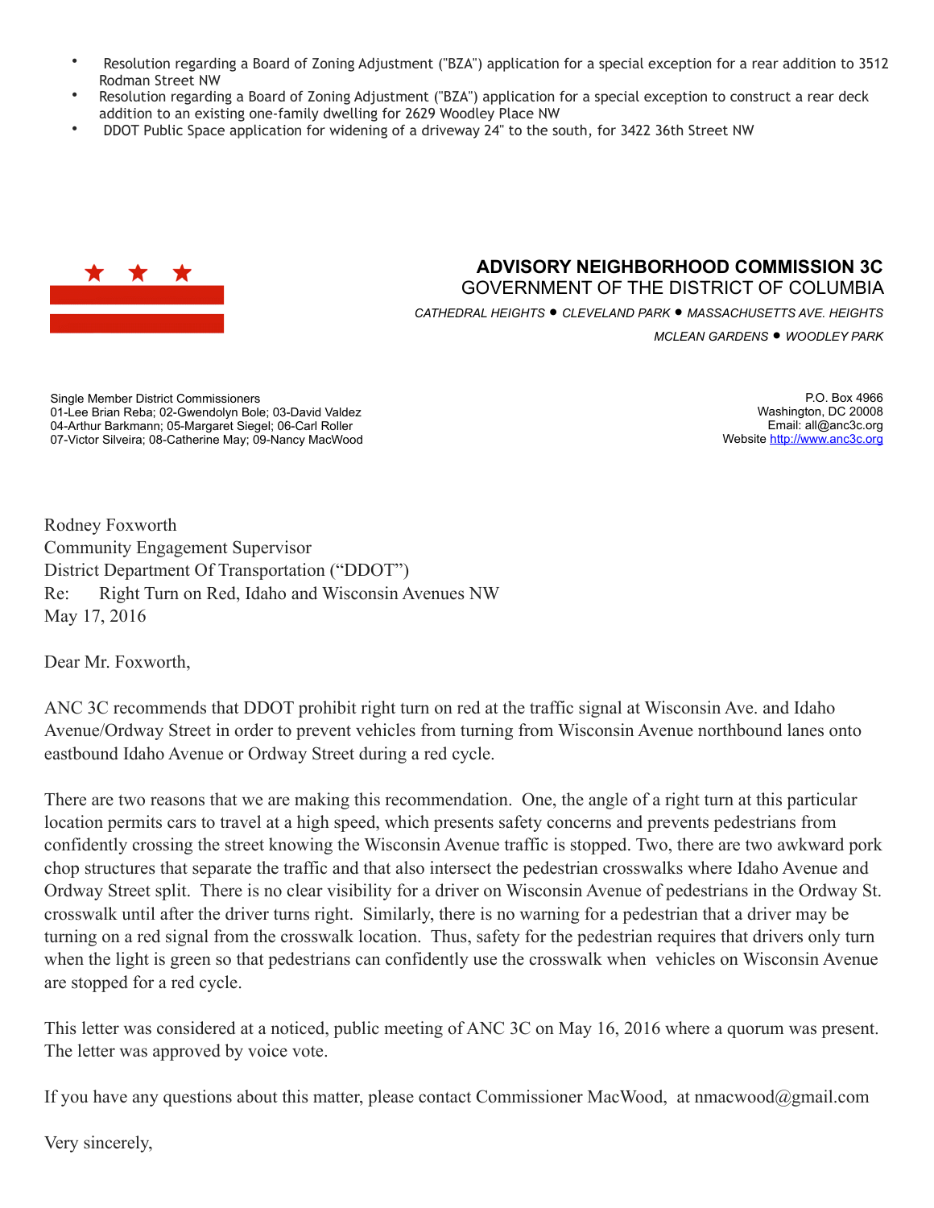- Resolution regarding a Board of Zoning Adjustment ("BZA") application for a special exception for a rear addition to 3512 Rodman Street NW
- Resolution regarding a Board of Zoning Adjustment ("BZA") application for a special exception to construct a rear deck addition to an existing one-family dwelling for 2629 Woodley Place NW
- DDOT Public Space application for widening of a driveway 24" to the south, for 3422 36th Street NW

**ADVISORY NEIGHBORHOOD COMMISSION 3C**
GOVERNMENT OF THE DISTRICT OF COLUMBIA

*CATHEDRAL HEIGHTS • CLEVELAND PARK • MASSACHUSETTS AVE. HEIGHTS*
*MCLEAN GARDENS • WOODLEY PARK*

Single Member District Commissioners
01-Lee Brian Reba; 02-Gwendolyn Bole; 03-David Valdez
04-Arthur Barkmann; 05-Margaret Siegel; 06-Carl Roller
07-Victor Silveira; 08-Catherine May; 09-Nancy MacWood

P.O. Box 4966
Washington, DC 20008
Email: all@anc3c.org
Website http://www.anc3c.org

Rodney Foxworth
Community Engagement Supervisor
District Department Of Transportation ("DDOT")
Re: Right Turn on Red, Idaho and Wisconsin Avenues NW
May 17, 2016

Dear Mr. Foxworth,

ANC 3C recommends that DDOT prohibit right turn on red at the traffic signal at Wisconsin Ave. and Idaho Avenue/Ordway Street in order to prevent vehicles from turning from Wisconsin Avenue northbound lanes onto eastbound Idaho Avenue or Ordway Street during a red cycle.

There are two reasons that we are making this recommendation. One, the angle of a right turn at this particular location permits cars to travel at a high speed, which presents safety concerns and prevents pedestrians from confidently crossing the street knowing the Wisconsin Avenue traffic is stopped. Two, there are two awkward pork chop structures that separate the traffic and that also intersect the pedestrian crosswalks where Idaho Avenue and Ordway Street split. There is no clear visibility for a driver on Wisconsin Avenue of pedestrians in the Ordway St. crosswalk until after the driver turns right. Similarly, there is no warning for a pedestrian that a driver may be turning on a red signal from the crosswalk location. Thus, safety for the pedestrian requires that drivers only turn when the light is green so that pedestrians can confidently use the crosswalk when vehicles on Wisconsin Avenue are stopped for a red cycle.

This letter was considered at a noticed, public meeting of ANC 3C on May 16, 2016 where a quorum was present. The letter was approved by voice vote.

If you have any questions about this matter, please contact Commissioner MacWood, at nmacwood@gmail.com

Very sincerely,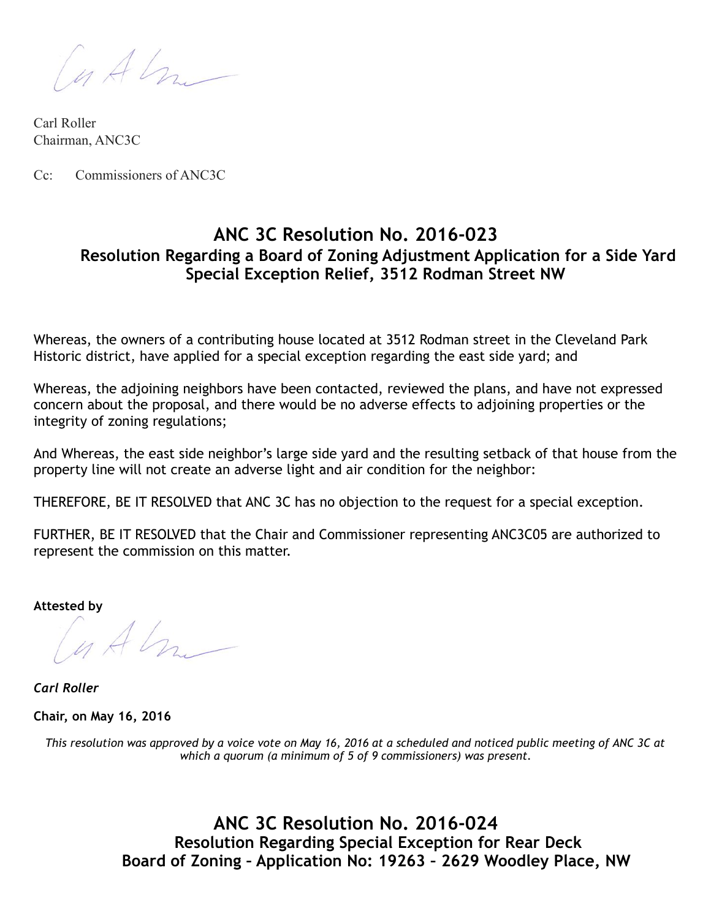Carl Roller
Chairman, ANC3C

Cc: Commissioners of ANC3C

## ANC 3C Resolution No. 2016-023

### Resolution Regarding a Board of Zoning Adjustment Application for a Side Yard Special Exception Relief, 3512 Rodman Street NW

Whereas, the owners of a contributing house located at 3512 Rodman street in the Cleveland Park Historic district, have applied for a special exception regarding the east side yard; and

Whereas, the adjoining neighbors have been contacted, reviewed the plans, and have not expressed concern about the proposal, and there would be no adverse effects to adjoining properties or the integrity of zoning regulations;

And Whereas, the east side neighbor's large side yard and the resulting setback of that house from the property line will not create an adverse light and air condition for the neighbor:

THEREFORE, BE IT RESOLVED that ANC 3C has no objection to the request for a special exception.

FURTHER, BE IT RESOLVED that the Chair and Commissioner representing ANC3C05 are authorized to represent the commission on this matter.

**Attested by**

***Carl Roller***

**Chair, on May 16, 2016**

*This resolution was approved by a voice vote on May 16, 2016 at a scheduled and noticed public meeting of ANC 3C at which a quorum (a minimum of 5 of 9 commissioners) was present.*

## ANC 3C Resolution No. 2016-024

### Resolution Regarding Special Exception for Rear Deck Board of Zoning – Application No: 19263 – 2629 Woodley Place, NW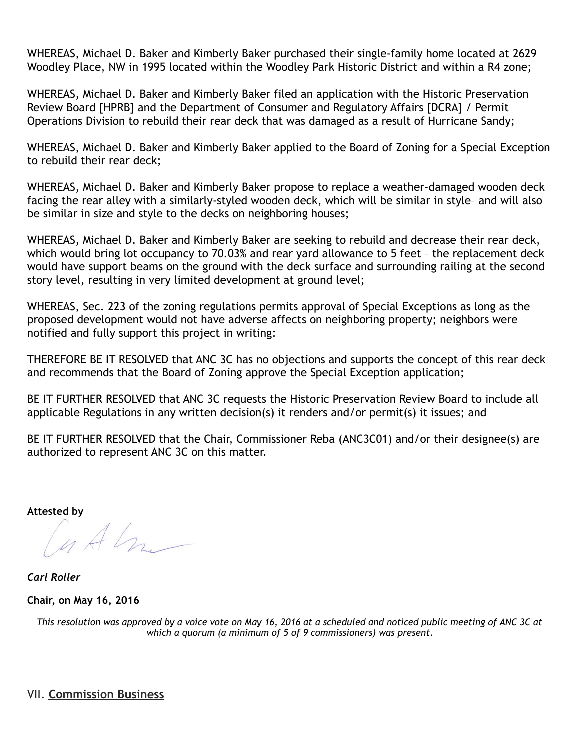WHEREAS, Michael D. Baker and Kimberly Baker purchased their single-family home located at 2629 Woodley Place, NW in 1995 located within the Woodley Park Historic District and within a R4 zone;

WHEREAS, Michael D. Baker and Kimberly Baker filed an application with the Historic Preservation Review Board [HPRB] and the Department of Consumer and Regulatory Affairs [DCRA] / Permit Operations Division to rebuild their rear deck that was damaged as a result of Hurricane Sandy;

WHEREAS, Michael D. Baker and Kimberly Baker applied to the Board of Zoning for a Special Exception to rebuild their rear deck;

WHEREAS, Michael D. Baker and Kimberly Baker propose to replace a weather-damaged wooden deck facing the rear alley with a similarly-styled wooden deck, which will be similar in style– and will also be similar in size and style to the decks on neighboring houses;

WHEREAS, Michael D. Baker and Kimberly Baker are seeking to rebuild and decrease their rear deck, which would bring lot occupancy to 70.03% and rear yard allowance to 5 feet – the replacement deck would have support beams on the ground with the deck surface and surrounding railing at the second story level, resulting in very limited development at ground level;

WHEREAS, Sec. 223 of the zoning regulations permits approval of Special Exceptions as long as the proposed development would not have adverse affects on neighboring property; neighbors were notified and fully support this project in writing:

THEREFORE BE IT RESOLVED that ANC 3C has no objections and supports the concept of this rear deck and recommends that the Board of Zoning approve the Special Exception application;

BE IT FURTHER RESOLVED that ANC 3C requests the Historic Preservation Review Board to include all applicable Regulations in any written decision(s) it renders and/or permit(s) it issues; and

BE IT FURTHER RESOLVED that the Chair, Commissioner Reba (ANC3C01) and/or their designee(s) are authorized to represent ANC 3C on this matter.

**Attested by**

***Carl Roller***

**Chair, on May 16, 2016**

*This resolution was approved by a voice vote on May 16, 2016 at a scheduled and noticed public meeting of ANC 3C at which a quorum (a minimum of 5 of 9 commissioners) was present.*

## VII. **Commission Business**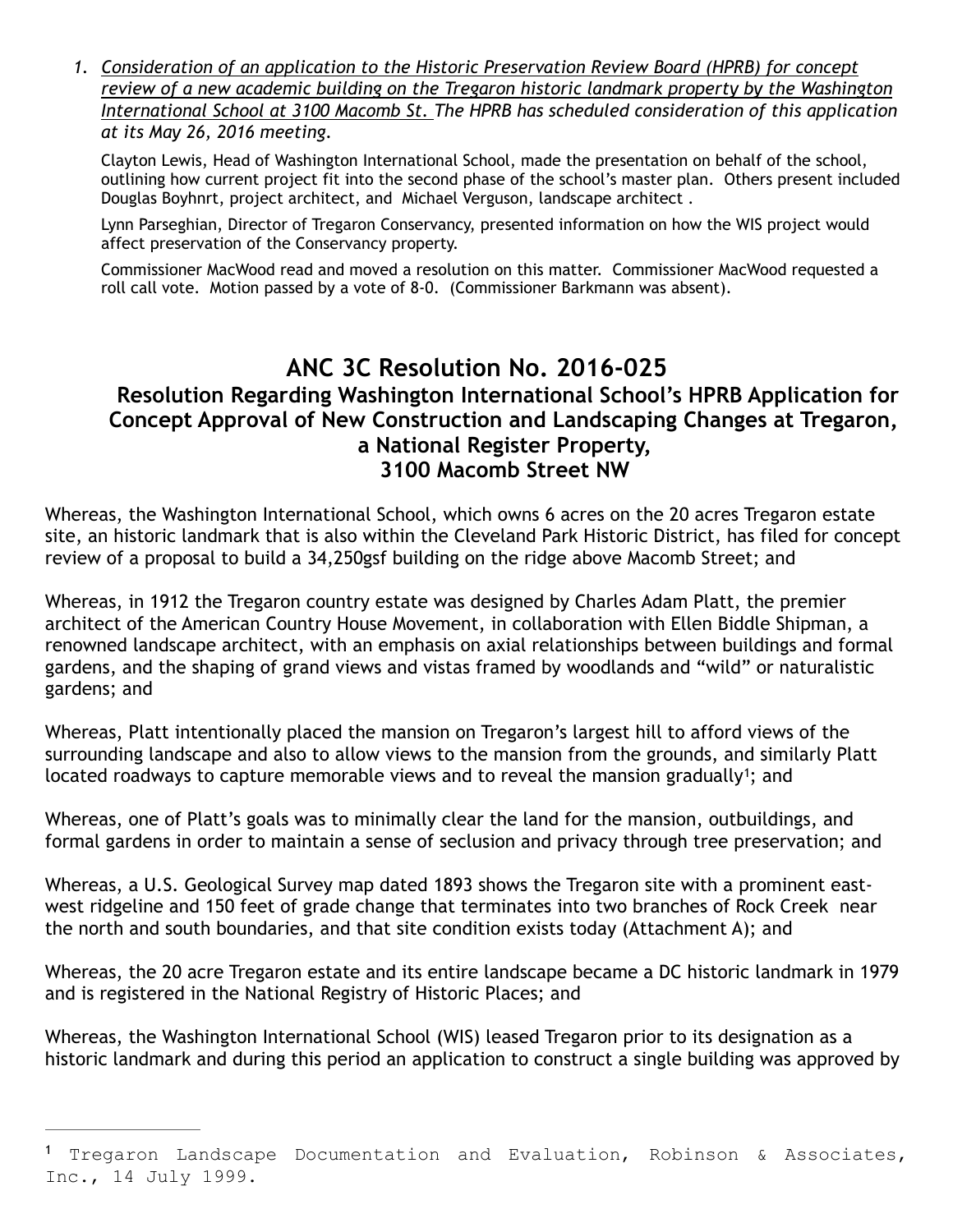1. *Consideration of an application to the Historic Preservation Review Board (HPRB) for concept review of a new academic building on the Tregaron historic landmark property by the Washington International School at 3100 Macomb St. The HPRB has scheduled consideration of this application at its May 26, 2016 meeting.*

   Clayton Lewis, Head of Washington International School, made the presentation on behalf of the school, outlining how current project fit into the second phase of the school's master plan. Others present included Douglas Boyhnrt, project architect, and Michael Verguson, landscape architect .

   Lynn Parseghian, Director of Tregaron Conservancy, presented information on how the WIS project would affect preservation of the Conservancy property.

   Commissioner MacWood read and moved a resolution on this matter. Commissioner MacWood requested a roll call vote. Motion passed by a vote of 8-0. (Commissioner Barkmann was absent).

## ANC 3C Resolution No. 2016-025

### Resolution Regarding Washington International School's HPRB Application for Concept Approval of New Construction and Landscaping Changes at Tregaron, a National Register Property, 3100 Macomb Street NW

Whereas, the Washington International School, which owns 6 acres on the 20 acres Tregaron estate site, an historic landmark that is also within the Cleveland Park Historic District, has filed for concept review of a proposal to build a 34,250gsf building on the ridge above Macomb Street; and

Whereas, in 1912 the Tregaron country estate was designed by Charles Adam Platt, the premier architect of the American Country House Movement, in collaboration with Ellen Biddle Shipman, a renowned landscape architect, with an emphasis on axial relationships between buildings and formal gardens, and the shaping of grand views and vistas framed by woodlands and "wild" or naturalistic gardens; and

Whereas, Platt intentionally placed the mansion on Tregaron's largest hill to afford views of the surrounding landscape and also to allow views to the mansion from the grounds, and similarly Platt located roadways to capture memorable views and to reveal the mansion gradually[1]; and

Whereas, one of Platt's goals was to minimally clear the land for the mansion, outbuildings, and formal gardens in order to maintain a sense of seclusion and privacy through tree preservation; and

Whereas, a U.S. Geological Survey map dated 1893 shows the Tregaron site with a prominent east-west ridgeline and 150 feet of grade change that terminates into two branches of Rock Creek near the north and south boundaries, and that site condition exists today (Attachment A); and

Whereas, the 20 acre Tregaron estate and its entire landscape became a DC historic landmark in 1979 and is registered in the National Registry of Historic Places; and

Whereas, the Washington International School (WIS) leased Tregaron prior to its designation as a historic landmark and during this period an application to construct a single building was approved by

---

[1] Tregaron Landscape Documentation and Evaluation, Robinson & Associates, Inc., 14 July 1999.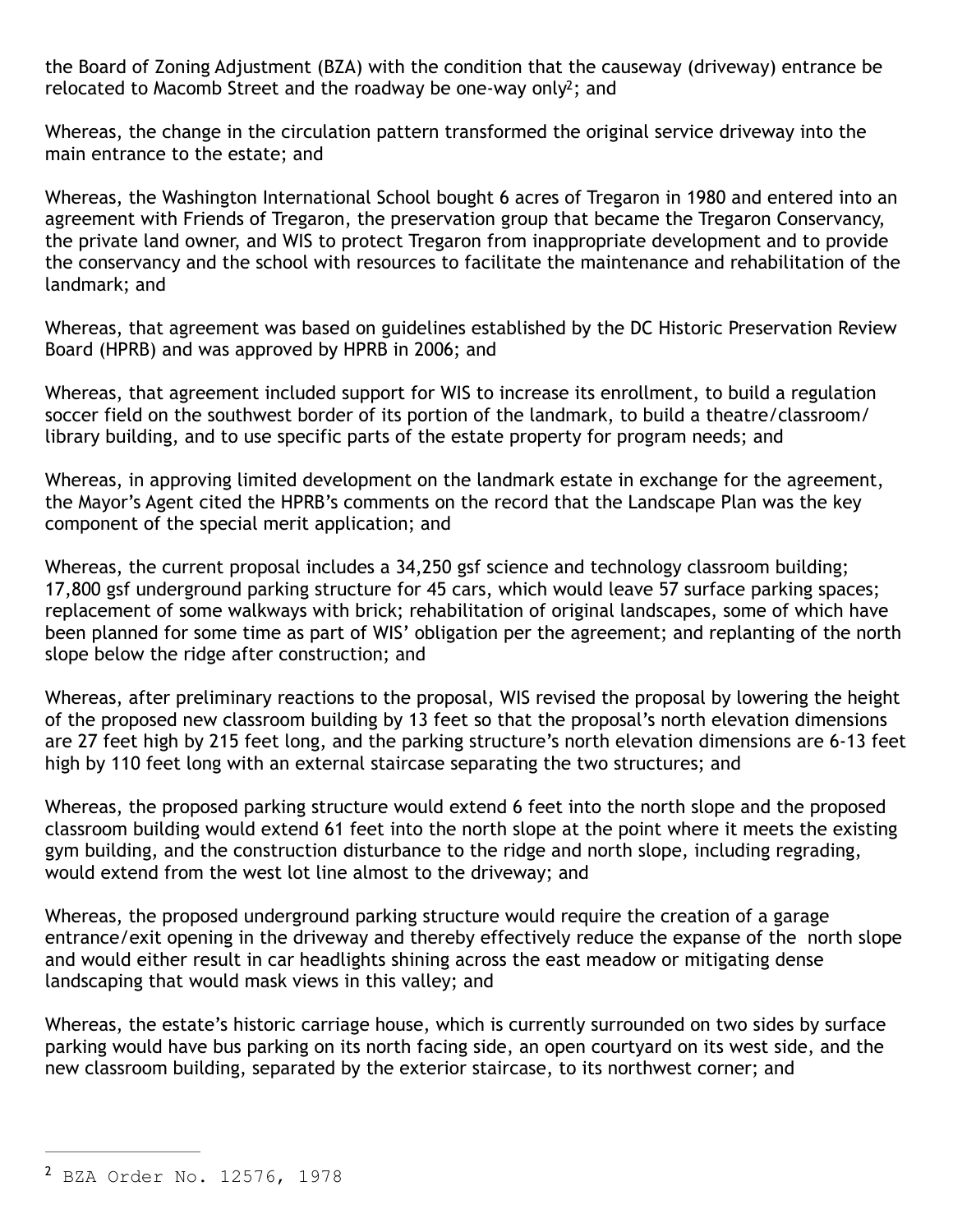the Board of Zoning Adjustment (BZA) with the condition that the causeway (driveway) entrance be relocated to Macomb Street and the roadway be one-way only[2]; and

Whereas, the change in the circulation pattern transformed the original service driveway into the main entrance to the estate; and

Whereas, the Washington International School bought 6 acres of Tregaron in 1980 and entered into an agreement with Friends of Tregaron, the preservation group that became the Tregaron Conservancy, the private land owner, and WIS to protect Tregaron from inappropriate development and to provide the conservancy and the school with resources to facilitate the maintenance and rehabilitation of the landmark; and

Whereas, that agreement was based on guidelines established by the DC Historic Preservation Review Board (HPRB) and was approved by HPRB in 2006; and

Whereas, that agreement included support for WIS to increase its enrollment, to build a regulation soccer field on the southwest border of its portion of the landmark, to build a theatre/classroom/library building, and to use specific parts of the estate property for program needs; and

Whereas, in approving limited development on the landmark estate in exchange for the agreement, the Mayor's Agent cited the HPRB's comments on the record that the Landscape Plan was the key component of the special merit application; and

Whereas, the current proposal includes a 34,250 gsf science and technology classroom building; 17,800 gsf underground parking structure for 45 cars, which would leave 57 surface parking spaces; replacement of some walkways with brick; rehabilitation of original landscapes, some of which have been planned for some time as part of WIS' obligation per the agreement; and replanting of the north slope below the ridge after construction; and

Whereas, after preliminary reactions to the proposal, WIS revised the proposal by lowering the height of the proposed new classroom building by 13 feet so that the proposal's north elevation dimensions are 27 feet high by 215 feet long, and the parking structure's north elevation dimensions are 6-13 feet high by 110 feet long with an external staircase separating the two structures; and

Whereas, the proposed parking structure would extend 6 feet into the north slope and the proposed classroom building would extend 61 feet into the north slope at the point where it meets the existing gym building, and the construction disturbance to the ridge and north slope, including regrading, would extend from the west lot line almost to the driveway; and

Whereas, the proposed underground parking structure would require the creation of a garage entrance/exit opening in the driveway and thereby effectively reduce the expanse of the north slope and would either result in car headlights shining across the east meadow or mitigating dense landscaping that would mask views in this valley; and

Whereas, the estate's historic carriage house, which is currently surrounded on two sides by surface parking would have bus parking on its north facing side, an open courtyard on its west side, and the new classroom building, separated by the exterior staircase, to its northwest corner; and

---

[2] BZA Order No. 12576, 1978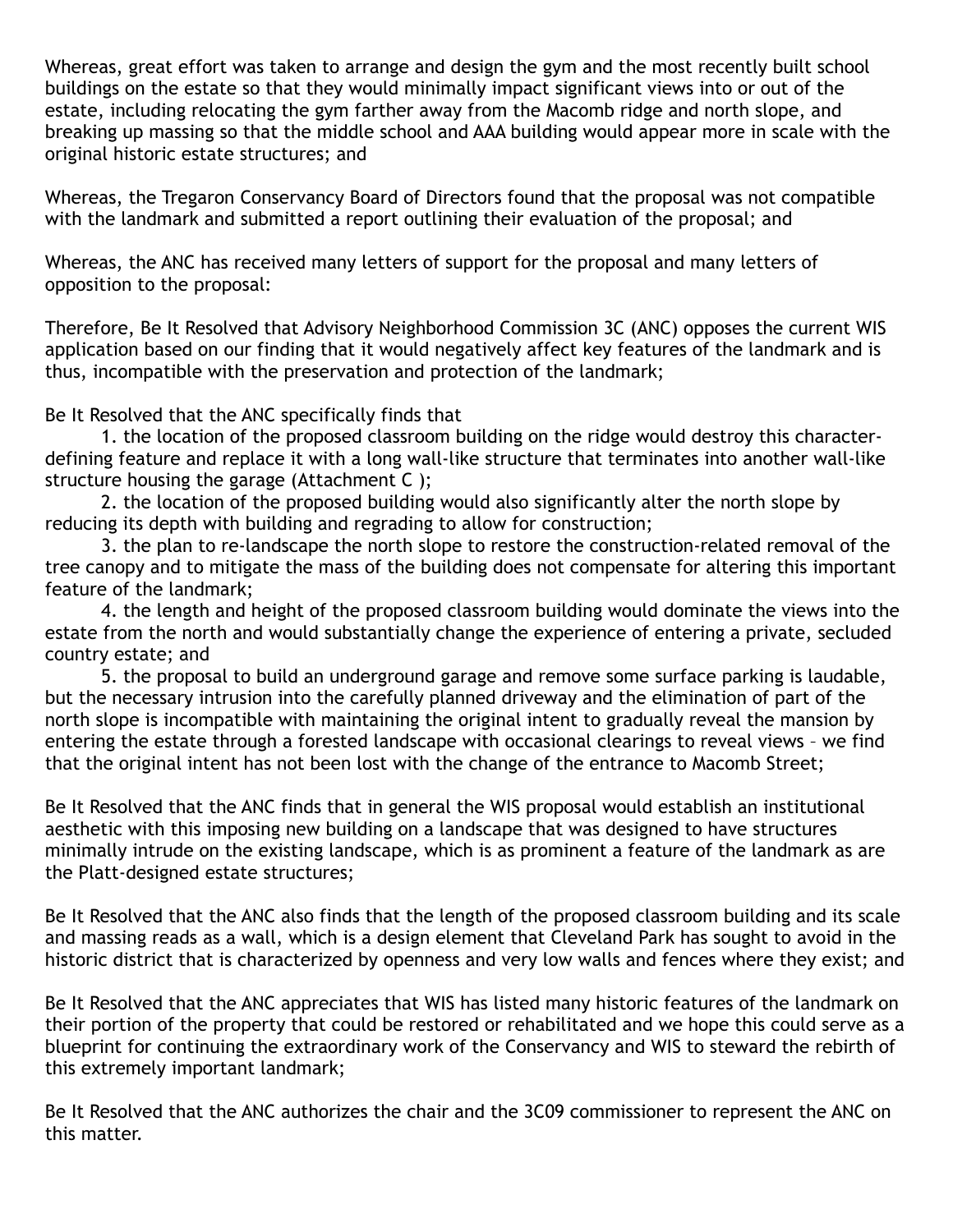Whereas, great effort was taken to arrange and design the gym and the most recently built school buildings on the estate so that they would minimally impact significant views into or out of the estate, including relocating the gym farther away from the Macomb ridge and north slope, and breaking up massing so that the middle school and AAA building would appear more in scale with the original historic estate structures; and

Whereas, the Tregaron Conservancy Board of Directors found that the proposal was not compatible with the landmark and submitted a report outlining their evaluation of the proposal; and

Whereas, the ANC has received many letters of support for the proposal and many letters of opposition to the proposal:

Therefore, Be It Resolved that Advisory Neighborhood Commission 3C (ANC) opposes the current WIS application based on our finding that it would negatively affect key features of the landmark and is thus, incompatible with the preservation and protection of the landmark;

Be It Resolved that the ANC specifically finds that

1. the location of the proposed classroom building on the ridge would destroy this character-defining feature and replace it with a long wall-like structure that terminates into another wall-like structure housing the garage (Attachment C );
2. the location of the proposed building would also significantly alter the north slope by reducing its depth with building and regrading to allow for construction;
3. the plan to re-landscape the north slope to restore the construction-related removal of the tree canopy and to mitigate the mass of the building does not compensate for altering this important feature of the landmark;
4. the length and height of the proposed classroom building would dominate the views into the estate from the north and would substantially change the experience of entering a private, secluded country estate; and
5. the proposal to build an underground garage and remove some surface parking is laudable, but the necessary intrusion into the carefully planned driveway and the elimination of part of the north slope is incompatible with maintaining the original intent to gradually reveal the mansion by entering the estate through a forested landscape with occasional clearings to reveal views – we find that the original intent has not been lost with the change of the entrance to Macomb Street;

Be It Resolved that the ANC finds that in general the WIS proposal would establish an institutional aesthetic with this imposing new building on a landscape that was designed to have structures minimally intrude on the existing landscape, which is as prominent a feature of the landmark as are the Platt-designed estate structures;

Be It Resolved that the ANC also finds that the length of the proposed classroom building and its scale and massing reads as a wall, which is a design element that Cleveland Park has sought to avoid in the historic district that is characterized by openness and very low walls and fences where they exist; and

Be It Resolved that the ANC appreciates that WIS has listed many historic features of the landmark on their portion of the property that could be restored or rehabilitated and we hope this could serve as a blueprint for continuing the extraordinary work of the Conservancy and WIS to steward the rebirth of this extremely important landmark;

Be It Resolved that the ANC authorizes the chair and the 3C09 commissioner to represent the ANC on this matter.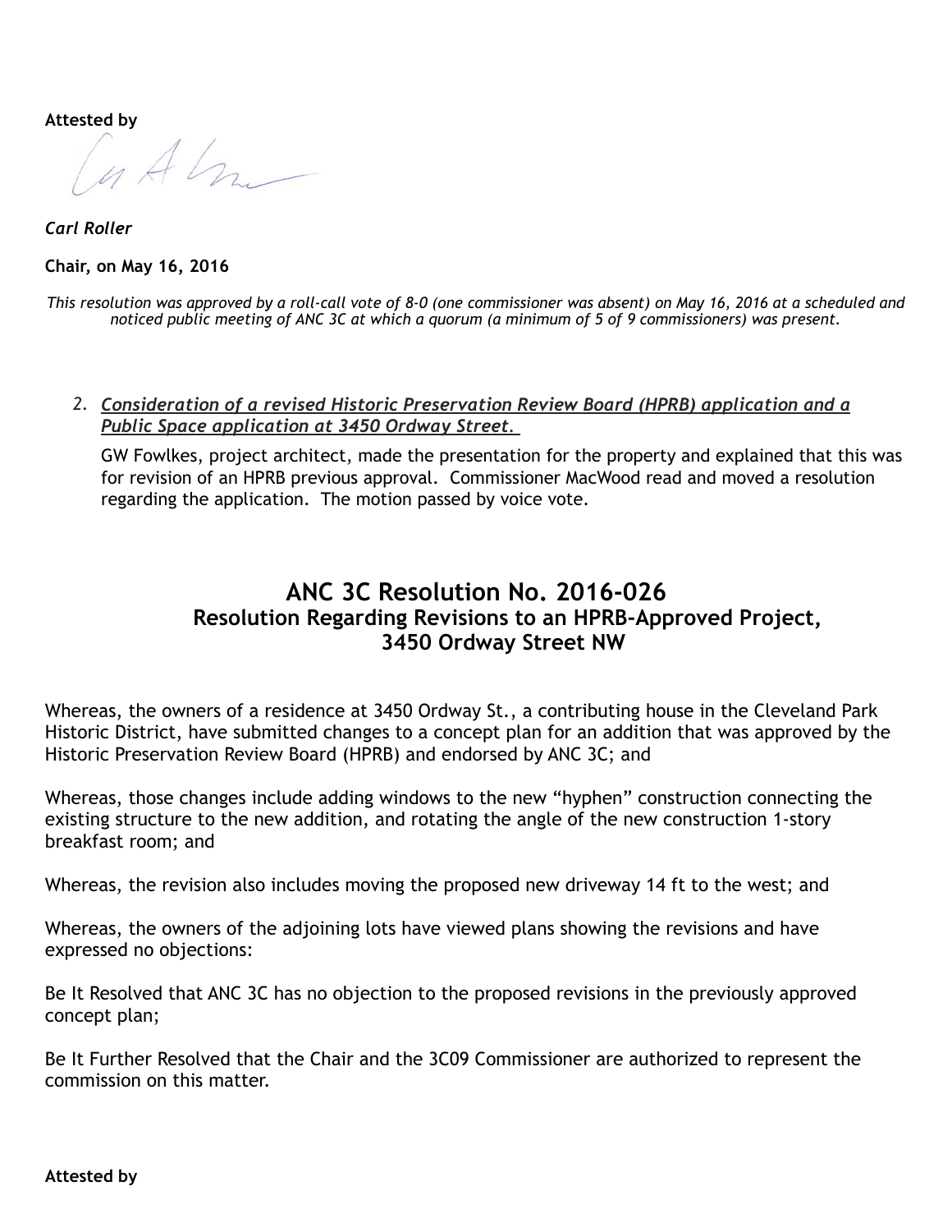**Attested by**

*Carl Roller*

**Chair, on May 16, 2016**

*This resolution was approved by a roll-call vote of 8-0 (one commissioner was absent) on May 16, 2016 at a scheduled and noticed public meeting of ANC 3C at which a quorum (a minimum of 5 of 9 commissioners) was present.*

2. ***Consideration of a revised Historic Preservation Review Board (HPRB) application and a Public Space application at 3450 Ordway Street.***

   GW Fowlkes, project architect, made the presentation for the property and explained that this was for revision of an HPRB previous approval. Commissioner MacWood read and moved a resolution regarding the application. The motion passed by voice vote.

## ANC 3C Resolution No. 2016-026

### Resolution Regarding Revisions to an HPRB-Approved Project, 3450 Ordway Street NW

Whereas, the owners of a residence at 3450 Ordway St., a contributing house in the Cleveland Park Historic District, have submitted changes to a concept plan for an addition that was approved by the Historic Preservation Review Board (HPRB) and endorsed by ANC 3C; and

Whereas, those changes include adding windows to the new "hyphen" construction connecting the existing structure to the new addition, and rotating the angle of the new construction 1-story breakfast room; and

Whereas, the revision also includes moving the proposed new driveway 14 ft to the west; and

Whereas, the owners of the adjoining lots have viewed plans showing the revisions and have expressed no objections:

Be It Resolved that ANC 3C has no objection to the proposed revisions in the previously approved concept plan;

Be It Further Resolved that the Chair and the 3C09 Commissioner are authorized to represent the commission on this matter.

**Attested by**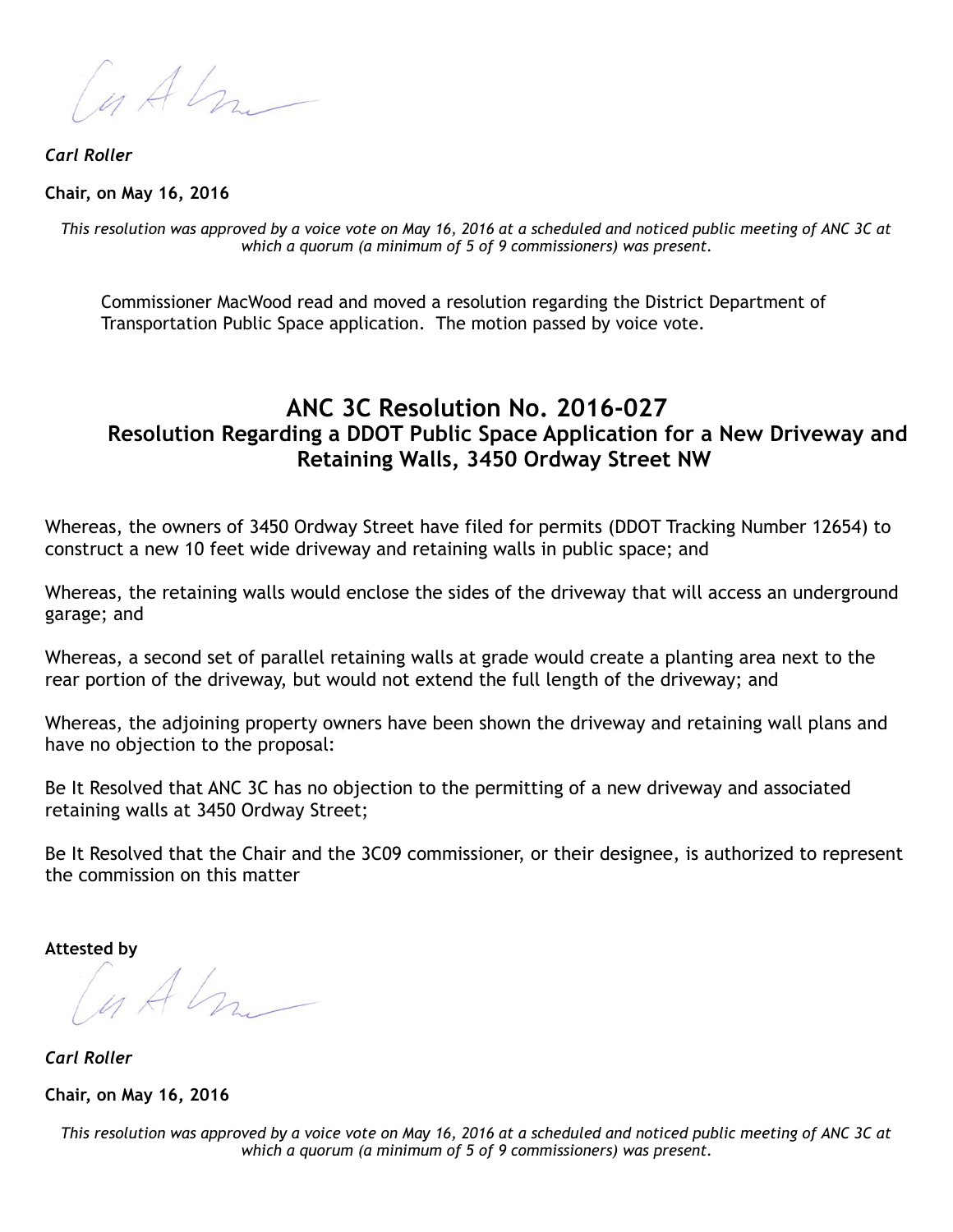*Carl Roller*

**Chair, on May 16, 2016**

*This resolution was approved by a voice vote on May 16, 2016 at a scheduled and noticed public meeting of ANC 3C at which a quorum (a minimum of 5 of 9 commissioners) was present.*

Commissioner MacWood read and moved a resolution regarding the District Department of Transportation Public Space application. The motion passed by voice vote.

## ANC 3C Resolution No. 2016-027

### Resolution Regarding a DDOT Public Space Application for a New Driveway and Retaining Walls, 3450 Ordway Street NW

Whereas, the owners of 3450 Ordway Street have filed for permits (DDOT Tracking Number 12654) to construct a new 10 feet wide driveway and retaining walls in public space; and

Whereas, the retaining walls would enclose the sides of the driveway that will access an underground garage; and

Whereas, a second set of parallel retaining walls at grade would create a planting area next to the rear portion of the driveway, but would not extend the full length of the driveway; and

Whereas, the adjoining property owners have been shown the driveway and retaining wall plans and have no objection to the proposal:

Be It Resolved that ANC 3C has no objection to the permitting of a new driveway and associated retaining walls at 3450 Ordway Street;

Be It Resolved that the Chair and the 3C09 commissioner, or their designee, is authorized to represent the commission on this matter

**Attested by**

*Carl Roller*

**Chair, on May 16, 2016**

*This resolution was approved by a voice vote on May 16, 2016 at a scheduled and noticed public meeting of ANC 3C at which a quorum (a minimum of 5 of 9 commissioners) was present.*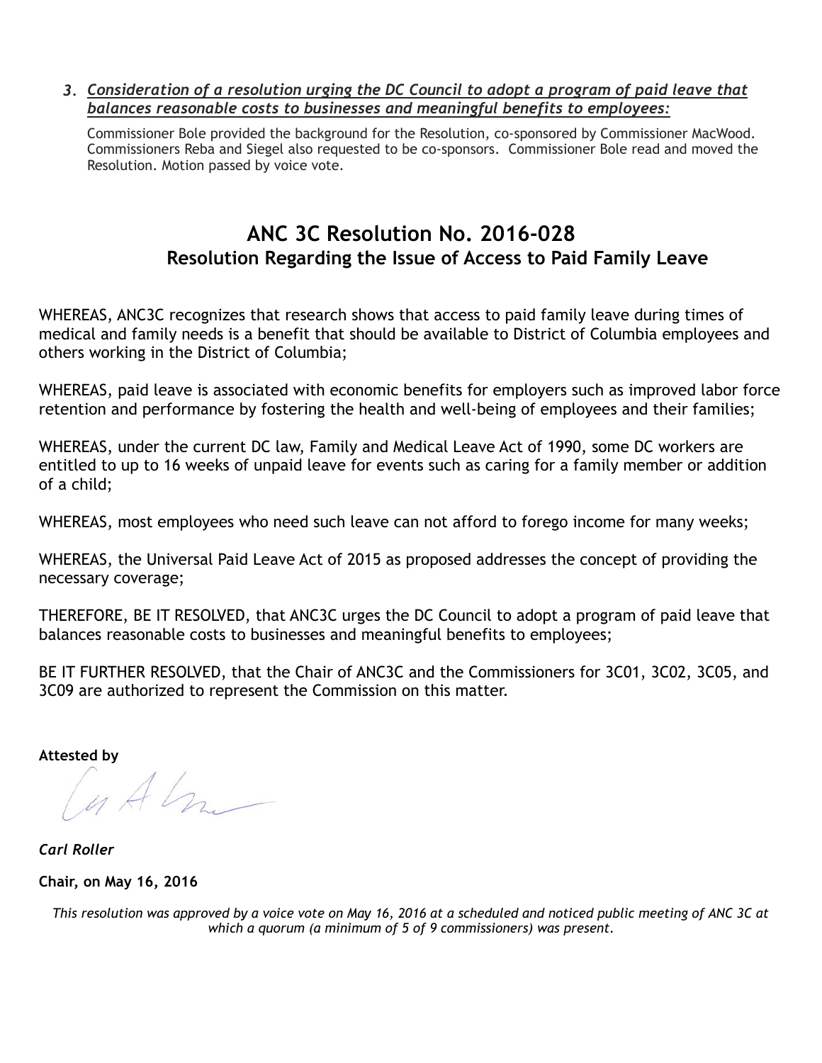3. ***Consideration of a resolution urging the DC Council to adopt a program of paid leave that balances reasonable costs to businesses and meaningful benefits to employees:***

   Commissioner Bole provided the background for the Resolution, co-sponsored by Commissioner MacWood. Commissioners Reba and Siegel also requested to be co-sponsors. Commissioner Bole read and moved the Resolution. Motion passed by voice vote.

## ANC 3C Resolution No. 2016-028

### Resolution Regarding the Issue of Access to Paid Family Leave

WHEREAS, ANC3C recognizes that research shows that access to paid family leave during times of medical and family needs is a benefit that should be available to District of Columbia employees and others working in the District of Columbia;

WHEREAS, paid leave is associated with economic benefits for employers such as improved labor force retention and performance by fostering the health and well-being of employees and their families;

WHEREAS, under the current DC law, Family and Medical Leave Act of 1990, some DC workers are entitled to up to 16 weeks of unpaid leave for events such as caring for a family member or addition of a child;

WHEREAS, most employees who need such leave can not afford to forego income for many weeks;

WHEREAS, the Universal Paid Leave Act of 2015 as proposed addresses the concept of providing the necessary coverage;

THEREFORE, BE IT RESOLVED, that ANC3C urges the DC Council to adopt a program of paid leave that balances reasonable costs to businesses and meaningful benefits to employees;

BE IT FURTHER RESOLVED, that the Chair of ANC3C and the Commissioners for 3C01, 3C02, 3C05, and 3C09 are authorized to represent the Commission on this matter.

**Attested by**

***Carl Roller***

**Chair, on May 16, 2016**

*This resolution was approved by a voice vote on May 16, 2016 at a scheduled and noticed public meeting of ANC 3C at which a quorum (a minimum of 5 of 9 commissioners) was present.*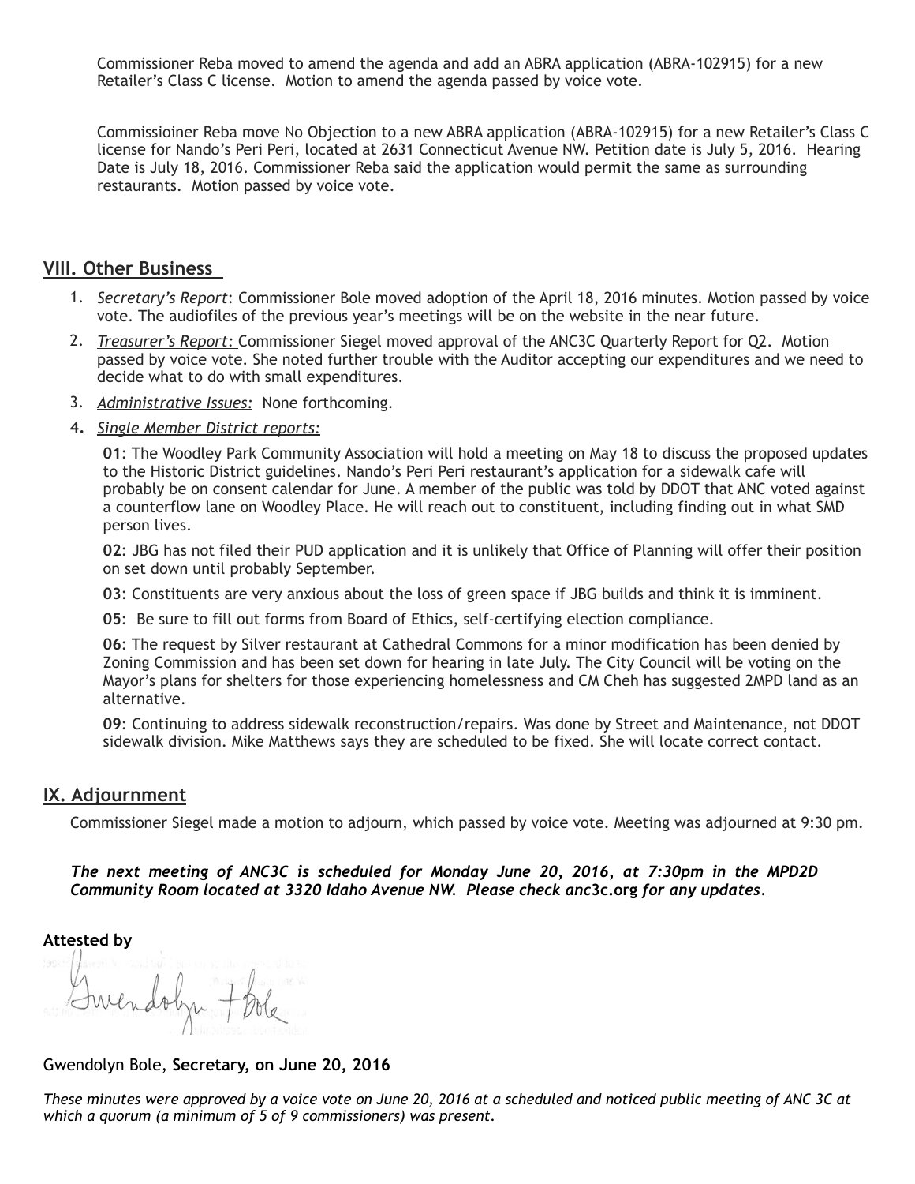Commissioner Reba moved to amend the agenda and add an ABRA application (ABRA-102915) for a new Retailer's Class C license. Motion to amend the agenda passed by voice vote.

Commissioiner Reba move No Objection to a new ABRA application (ABRA-102915) for a new Retailer's Class C license for Nando's Peri Peri, located at 2631 Connecticut Avenue NW. Petition date is July 5, 2016. Hearing Date is July 18, 2016. Commissioner Reba said the application would permit the same as surrounding restaurants. Motion passed by voice vote.

## VIII. Other Business

1. *Secretary's Report*: Commissioner Bole moved adoption of the April 18, 2016 minutes. Motion passed by voice vote. The audiofiles of the previous year's meetings will be on the website in the near future.
2. *Treasurer's Report:* Commissioner Siegel moved approval of the ANC3C Quarterly Report for Q2. Motion passed by voice vote. She noted further trouble with the Auditor accepting our expenditures and we need to decide what to do with small expenditures.
3. *Administrative Issues:* None forthcoming.
4. *Single Member District reports:*

   **01**: The Woodley Park Community Association will hold a meeting on May 18 to discuss the proposed updates to the Historic District guidelines. Nando's Peri Peri restaurant's application for a sidewalk cafe will probably be on consent calendar for June. A member of the public was told by DDOT that ANC voted against a counterflow lane on Woodley Place. He will reach out to constituent, including finding out in what SMD person lives.

   **02**: JBG has not filed their PUD application and it is unlikely that Office of Planning will offer their position on set down until probably September.

   **03**: Constituents are very anxious about the loss of green space if JBG builds and think it is imminent.

   **05**: Be sure to fill out forms from Board of Ethics, self-certifying election compliance.

   **06**: The request by Silver restaurant at Cathedral Commons for a minor modification has been denied by Zoning Commission and has been set down for hearing in late July. The City Council will be voting on the Mayor's plans for shelters for those experiencing homelessness and CM Cheh has suggested 2MPD land as an alternative.

   **09**: Continuing to address sidewalk reconstruction/repairs. Was done by Street and Maintenance, not DDOT sidewalk division. Mike Matthews says they are scheduled to be fixed. She will locate correct contact.

## IX. Adjournment

Commissioner Siegel made a motion to adjourn, which passed by voice vote. Meeting was adjourned at 9:30 pm.

***The next meeting of ANC3C is scheduled for Monday June 20, 2016, at 7:30pm in the MPD2D Community Room located at 3320 Idaho Avenue NW. Please check anc3c.org for any updates.***

**Attested by**

Gwendolyn F Bole

Gwendolyn Bole, **Secretary, on June 20, 2016**

*These minutes were approved by a voice vote on June 20, 2016 at a scheduled and noticed public meeting of ANC 3C at which a quorum (a minimum of 5 of 9 commissioners) was present.*